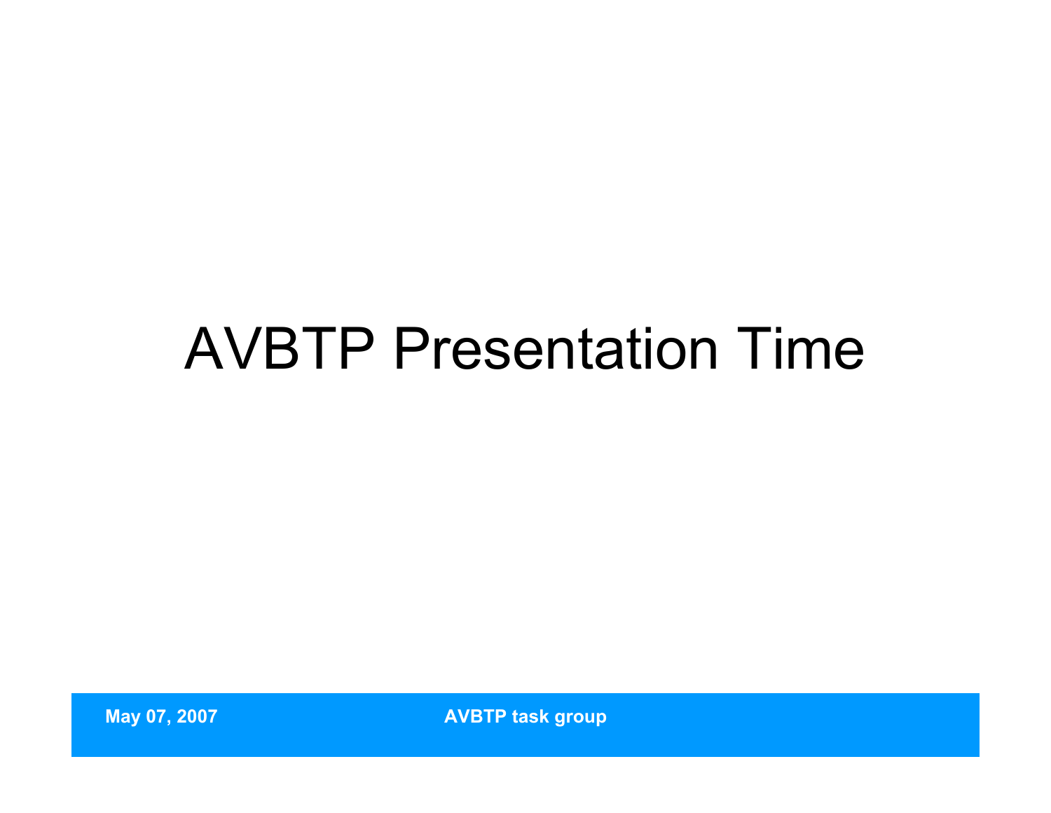# AVBTP Presentation Time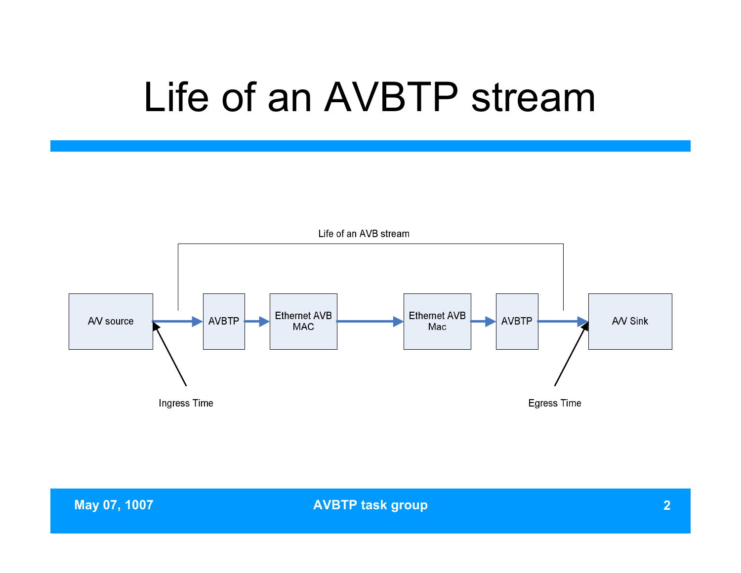# Life of an AVBTP stream

Life of an AVB stream

A/V source → AVBTP → Ethernet AVB MAC → Ethernet AVB Mac → AVBTP → A/V Sink

Ingress Time

Egress Time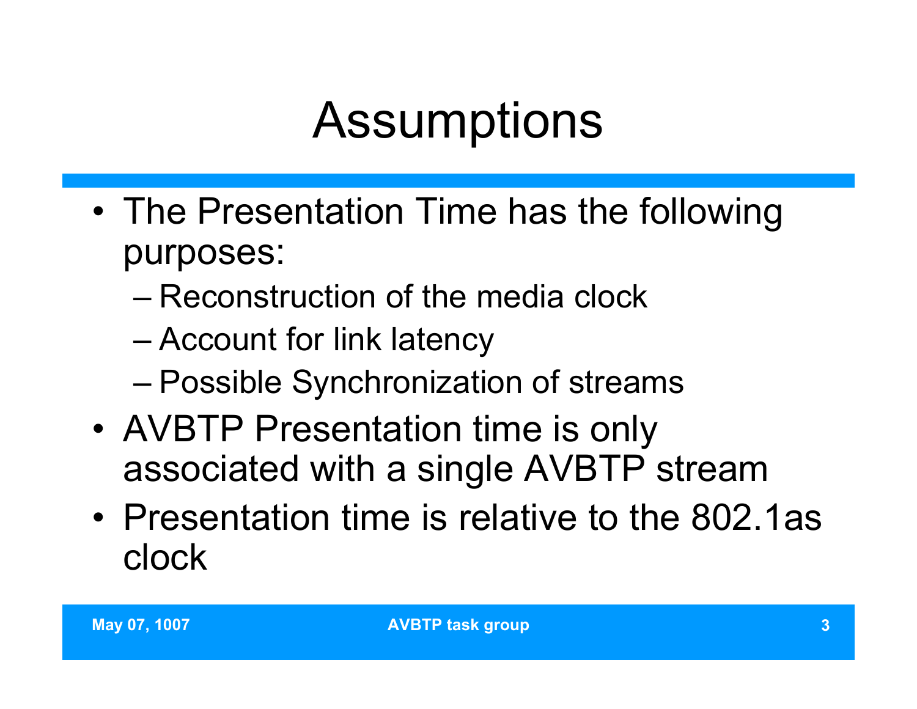# Assumptions

- The Presentation Time has the following purposes:
  - Reconstruction of the media clock
  - Account for link latency
  - Possible Synchronization of streams
- AVBTP Presentation time is only associated with a single AVBTP stream
- Presentation time is relative to the 802.1as clock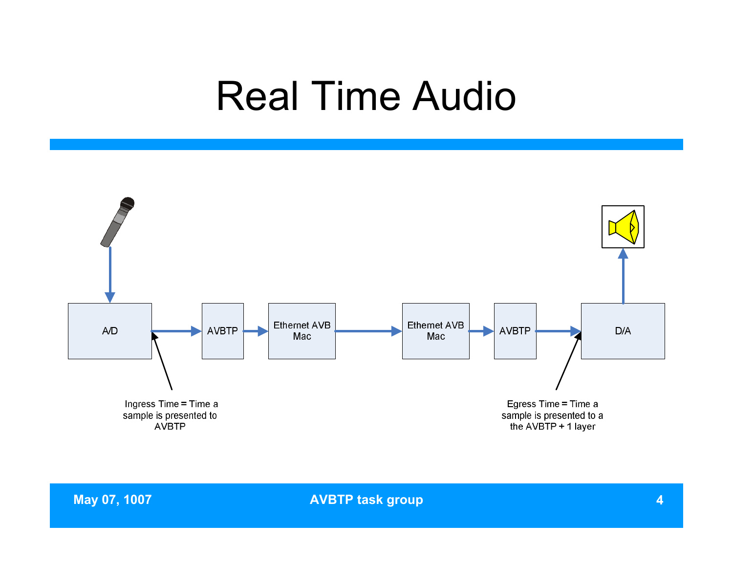# Real Time Audio

A/D → AVBTP → Ethernet AVB Mac → Ethernet AVB Mac → AVBTP → D/A

Ingress Time = Time a sample is presented to AVBTP

Egress Time = Time a sample is presented to a the AVBTP + 1 layer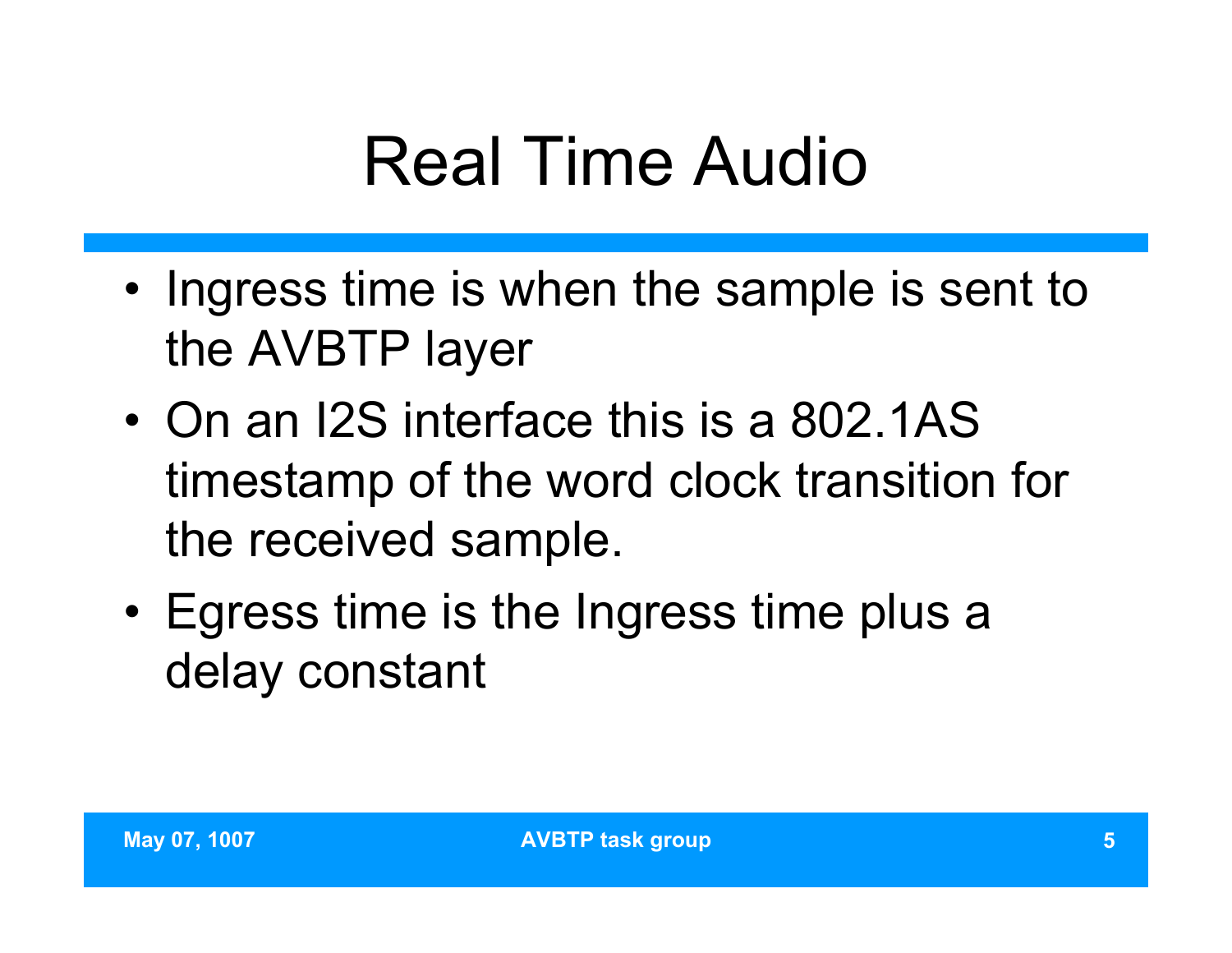# Real Time Audio

- Ingress time is when the sample is sent to the AVBTP layer
- On an I2S interface this is a 802.1AS timestamp of the word clock transition for the received sample.
- Egress time is the Ingress time plus a delay constant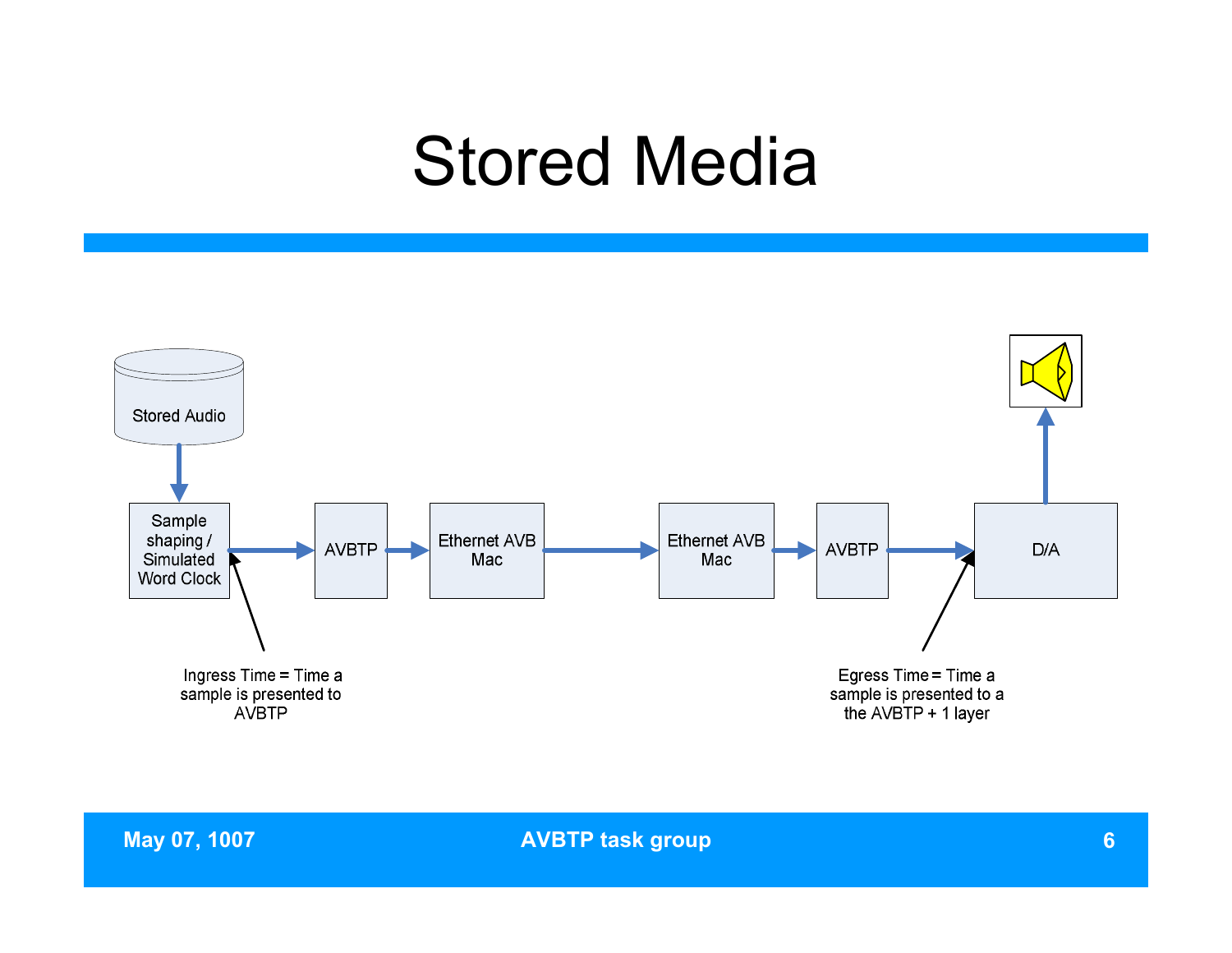# Stored Media

Stored Audio

Sample shaping / Simulated Word Clock

AVBTP

Ethernet AVB Mac

Ethernet AVB Mac

AVBTP

D/A

Ingress Time = Time a sample is presented to AVBTP

Egress Time = Time a sample is presented to a the AVBTP + 1 layer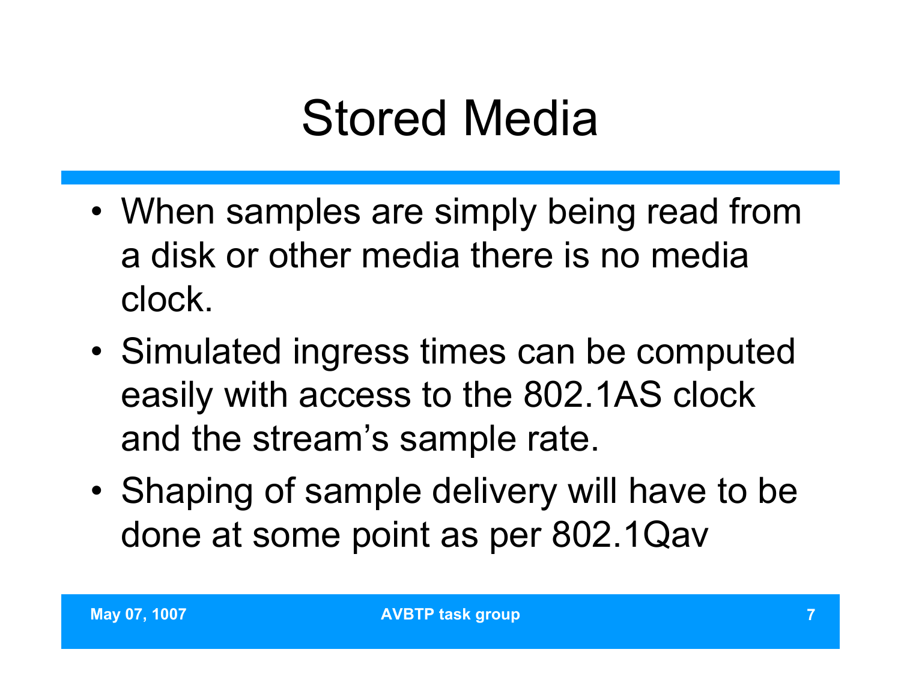# Stored Media

- When samples are simply being read from a disk or other media there is no media clock.
- Simulated ingress times can be computed easily with access to the 802.1AS clock and the stream's sample rate.
- Shaping of sample delivery will have to be done at some point as per 802.1Qav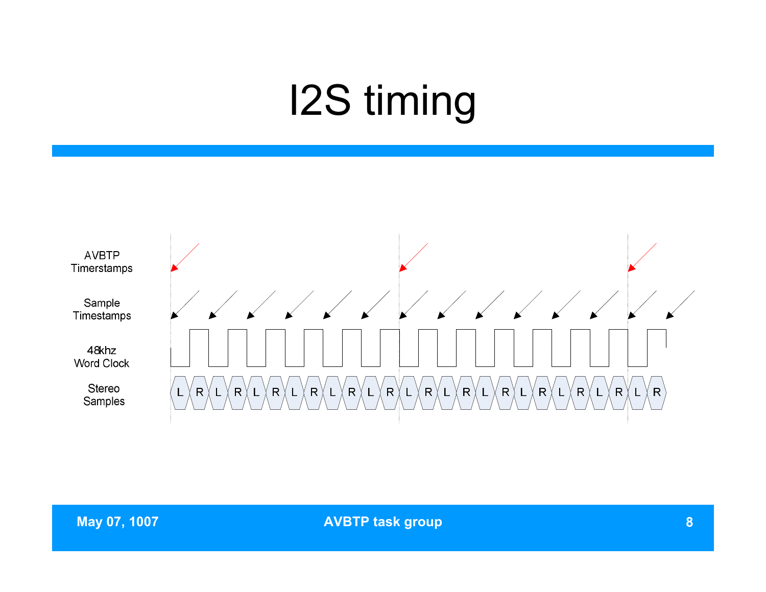# I2S timing

AVBTP Timerstamps

Sample Timestamps

48khz Word Clock

Stereo Samples

L R L R L R L R L R L R L R L R L R L R L R L R L R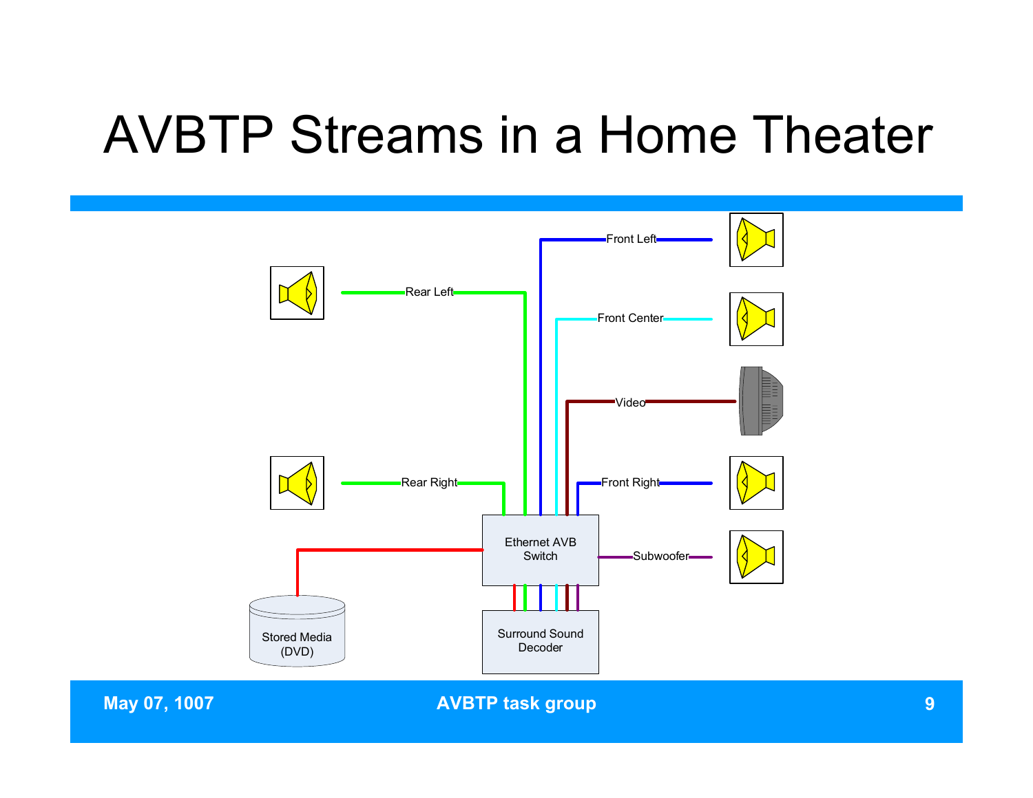# AVBTP Streams in a Home Theater

Front Left

Rear Left

Front Center

Video

Rear Right

Front Right

Ethernet AVB Switch

Subwoofer

Stored Media (DVD)

Surround Sound Decoder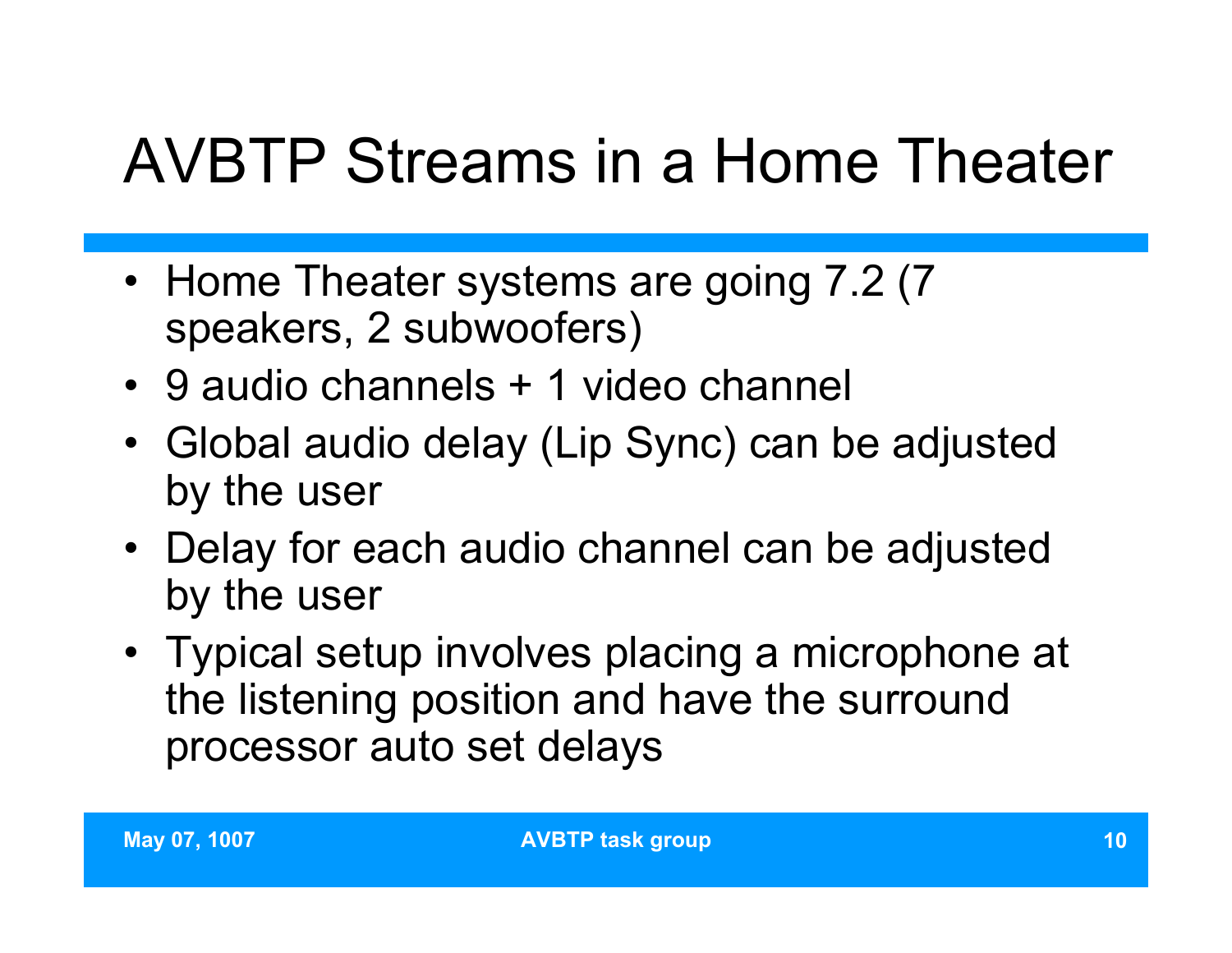# AVBTP Streams in a Home Theater

- Home Theater systems are going 7.2 (7 speakers, 2 subwoofers)
- 9 audio channels + 1 video channel
- Global audio delay (Lip Sync) can be adjusted by the user
- Delay for each audio channel can be adjusted by the user
- Typical setup involves placing a microphone at the listening position and have the surround processor auto set delays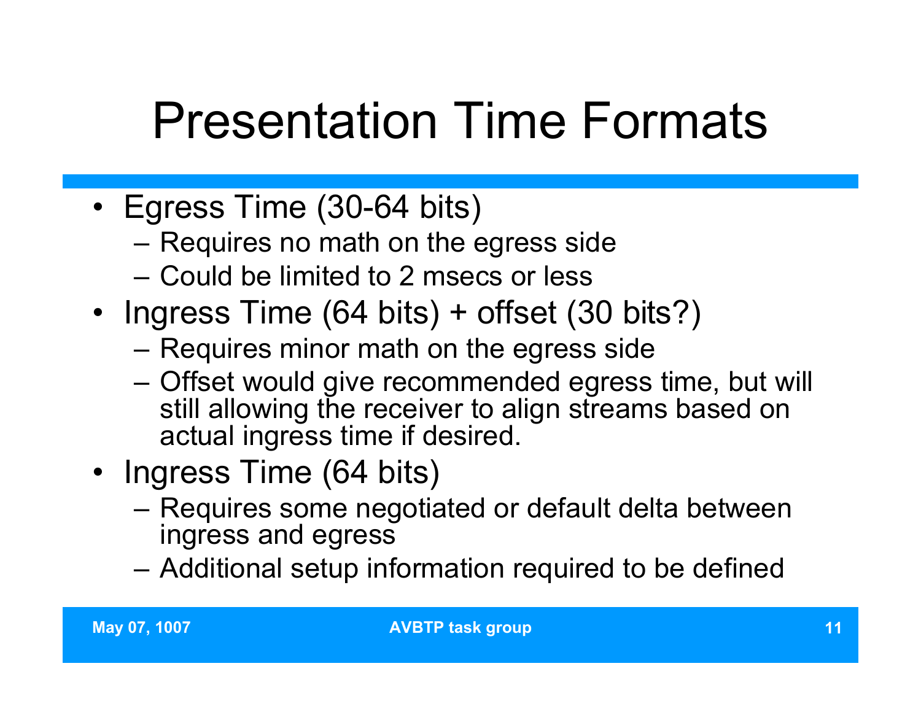# Presentation Time Formats

- Egress Time (30-64 bits)
  - Requires no math on the egress side
  - Could be limited to 2 msecs or less
- Ingress Time (64 bits) + offset (30 bits?)
  - Requires minor math on the egress side
  - Offset would give recommended egress time, but will still allowing the receiver to align streams based on actual ingress time if desired.
- Ingress Time (64 bits)
  - Requires some negotiated or default delta between ingress and egress
  - Additional setup information required to be defined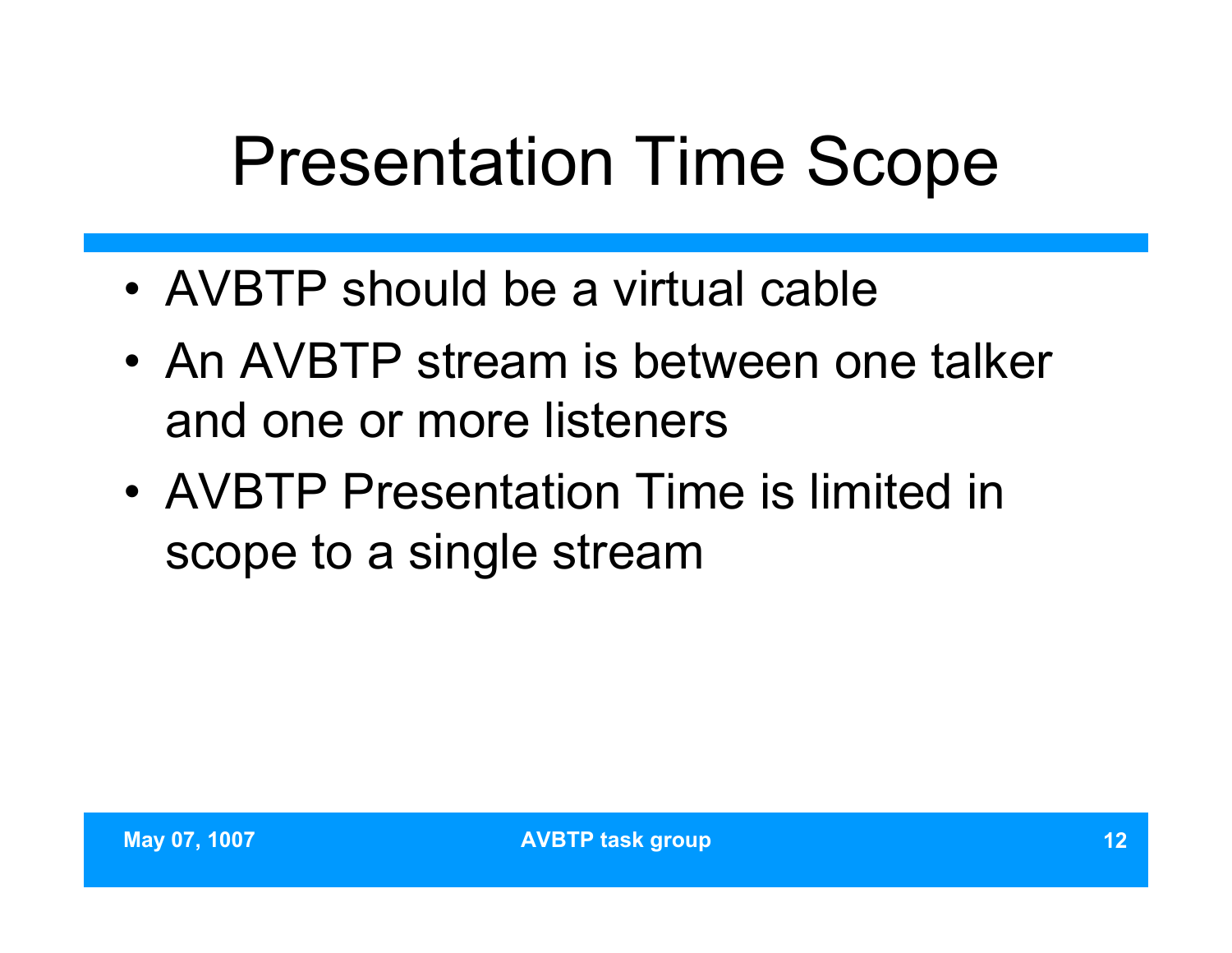# Presentation Time Scope

- AVBTP should be a virtual cable
- An AVBTP stream is between one talker and one or more listeners
- AVBTP Presentation Time is limited in scope to a single stream